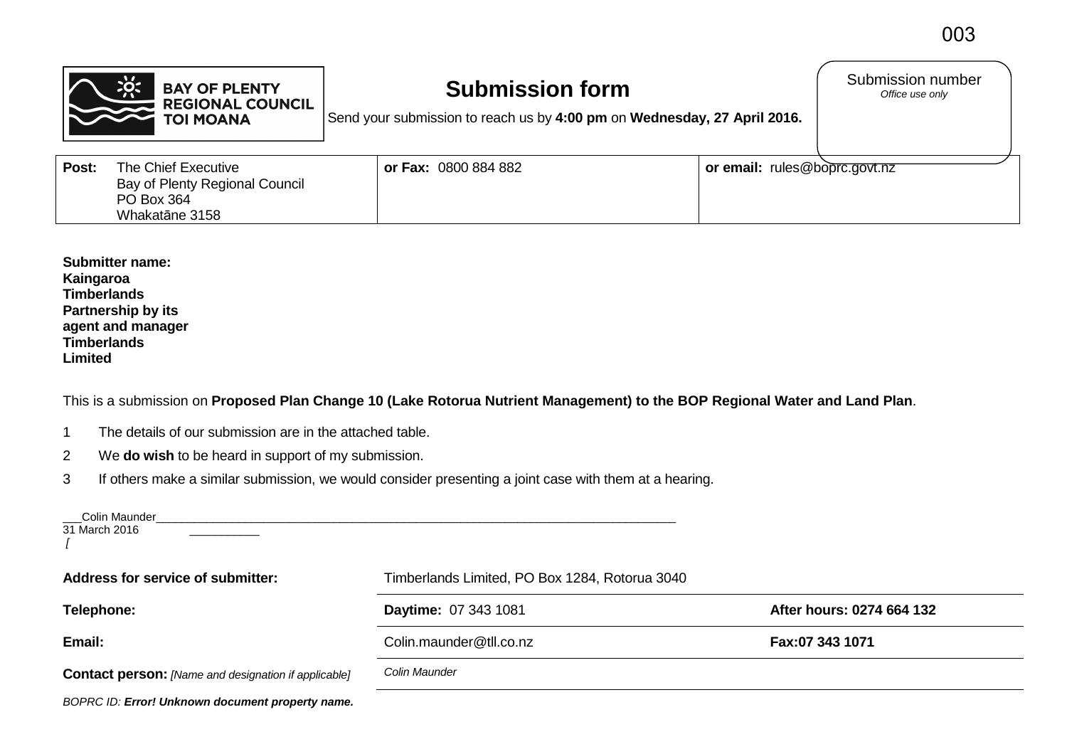003

BAY OF PLENTY REGIONAL COUNCIL TOI MOANA

# Submission form

Send your submission to reach us by **4:00 pm** on **Wednesday, 27 April 2016.**

Submission number
*Office use only*

| **Post:** The Chief Executive<br>Bay of Plenty Regional Council<br>PO Box 364<br>Whakatāne 3158 | **or Fax:** 0800 884 882 | **or email:** rules@boprc.govt.nz |
|---|---|---|

**Submitter name:**
**Kaingaroa Timberlands Partnership by its agent and manager Timberlands Limited**

This is a submission on **Proposed Plan Change 10 (Lake Rotorua Nutrient Management) to the BOP Regional Water and Land Plan**.

1. The details of our submission are in the attached table.
2. We **do wish** to be heard in support of my submission.
3. If others make a similar submission, we would consider presenting a joint case with them at a hearing.

___Colin Maunder______________________________________________________________________________
31 March 2016 ___________
[

| **Address for service of submitter:** | Timberlands Limited, PO Box 1284, Rotorua 3040 | |
|---|---|---|
| **Telephone:** | **Daytime:** 07 343 1081 | **After hours: 0274 664 132** |
| **Email:** | Colin.maunder@tll.co.nz | **Fax:07 343 1071** |
| **Contact person:** *[Name and designation if applicable]* | *Colin Maunder* | |

*BOPRC ID:* ***Error! Unknown document property name.***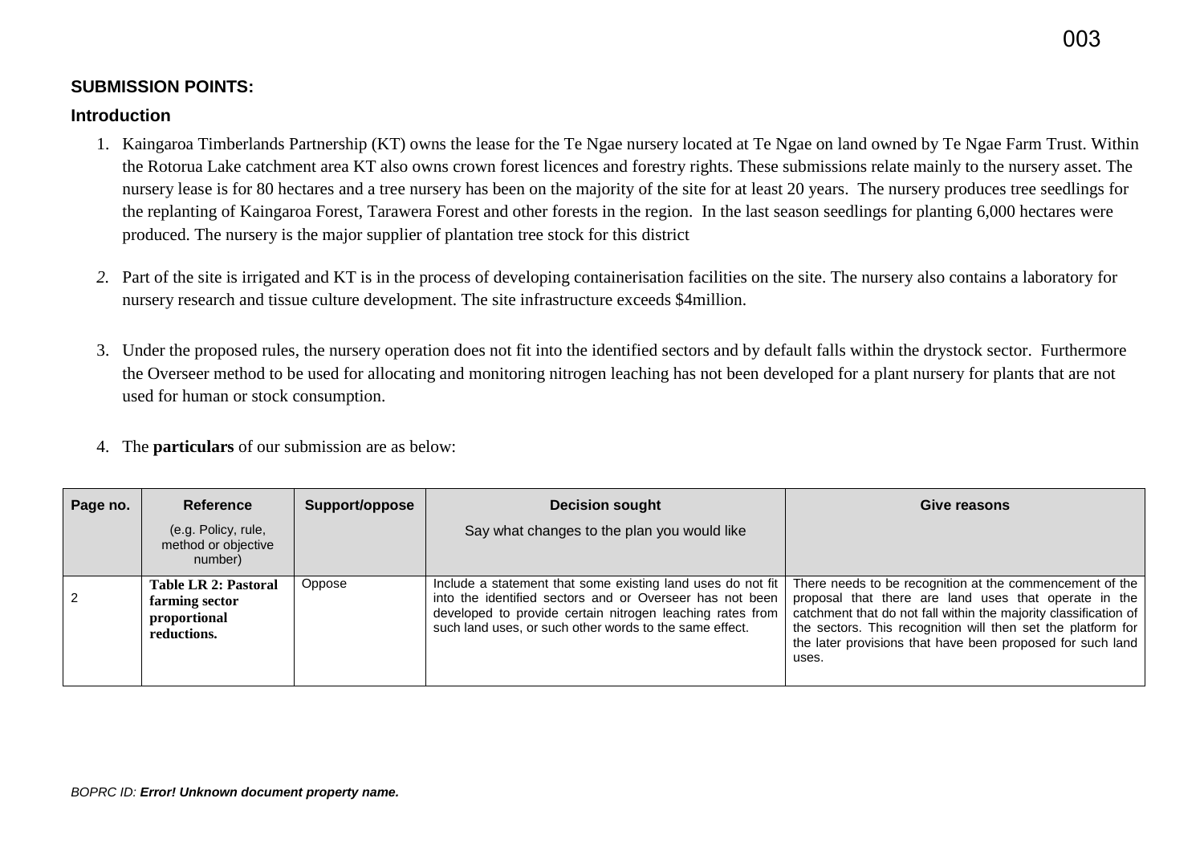**SUBMISSION POINTS:**

**Introduction**

1. Kaingaroa Timberlands Partnership (KT) owns the lease for the Te Ngae nursery located at Te Ngae on land owned by Te Ngae Farm Trust. Within the Rotorua Lake catchment area KT also owns crown forest licences and forestry rights. These submissions relate mainly to the nursery asset. The nursery lease is for 80 hectares and a tree nursery has been on the majority of the site for at least 20 years. The nursery produces tree seedlings for the replanting of Kaingaroa Forest, Tarawera Forest and other forests in the region. In the last season seedlings for planting 6,000 hectares were produced. The nursery is the major supplier of plantation tree stock for this district

2. Part of the site is irrigated and KT is in the process of developing containerisation facilities on the site. The nursery also contains a laboratory for nursery research and tissue culture development. The site infrastructure exceeds $4million.

3. Under the proposed rules, the nursery operation does not fit into the identified sectors and by default falls within the drystock sector. Furthermore the Overseer method to be used for allocating and monitoring nitrogen leaching has not been developed for a plant nursery for plants that are not used for human or stock consumption.

4. The **particulars** of our submission are as below:

| Page no. | Reference (e.g. Policy, rule, method or objective number) | Support/oppose | Decision sought Say what changes to the plan you would like | Give reasons |
|---|---|---|---|---|
| 2 | **Table LR 2: Pastoral farming sector proportional reductions.** | Oppose | Include a statement that some existing land uses do not fit into the identified sectors and or Overseer has not been developed to provide certain nitrogen leaching rates from such land uses, or such other words to the same effect. | There needs to be recognition at the commencement of the proposal that there are land uses that operate in the catchment that do not fall within the majority classification of the sectors. This recognition will then set the platform for the later provisions that have been proposed for such land uses. |

*BOPRC ID:* ***Error! Unknown document property name.***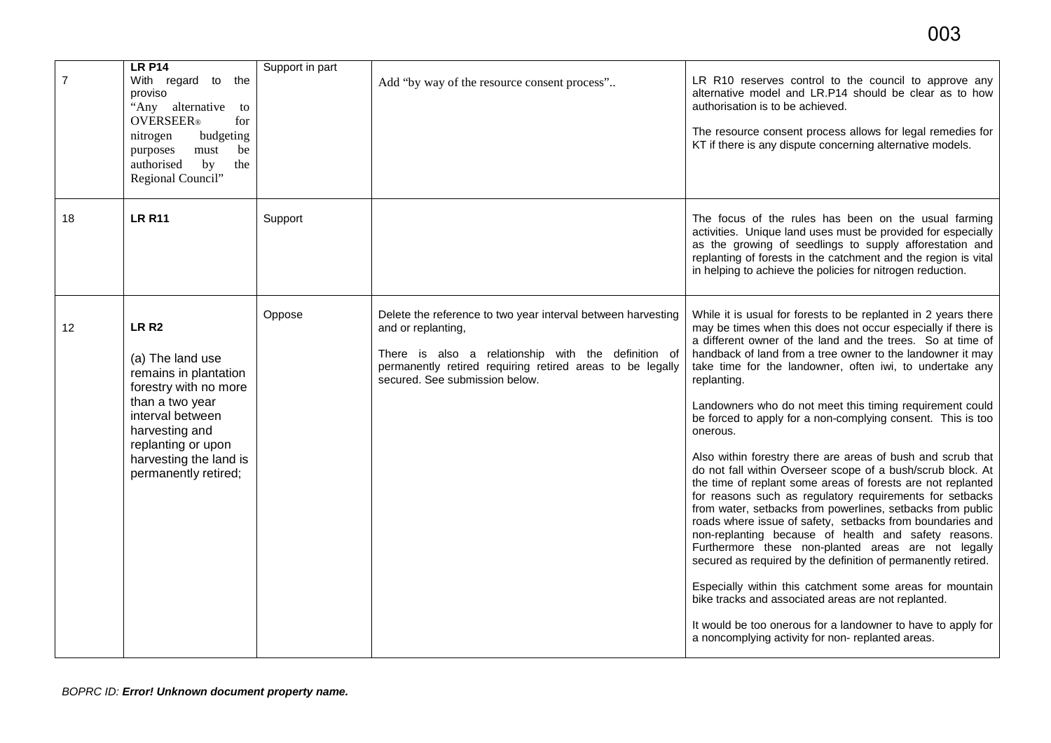| | | | | |
|---|---|---|---|---|
| 7 | **LR P14**<br>With regard to the proviso<br>"Any alternative to OVERSEER® for nitrogen budgeting purposes must be authorised by the Regional Council" | Support in part | Add "by way of the resource consent process".. | LR R10 reserves control to the council to approve any alternative model and LR.P14 should be clear as to how authorisation is to be achieved.<br><br>The resource consent process allows for legal remedies for KT if there is any dispute concerning alternative models. |
| 18 | **LR R11** | Support | | The focus of the rules has been on the usual farming activities. Unique land uses must be provided for especially as the growing of seedlings to supply afforestation and replanting of forests in the catchment and the region is vital in helping to achieve the policies for nitrogen reduction. |
| 12 | **LR R2**<br><br>(a) The land use remains in plantation forestry with no more than a two year interval between harvesting and replanting or upon harvesting the land is permanently retired; | Oppose | Delete the reference to two year interval between harvesting and or replanting,<br><br>There is also a relationship with the definition of permanently retired requiring retired areas to be legally secured. See submission below. | While it is usual for forests to be replanted in 2 years there may be times when this does not occur especially if there is a different owner of the land and the trees. So at time of handback of land from a tree owner to the landowner it may take time for the landowner, often iwi, to undertake any replanting.<br><br>Landowners who do not meet this timing requirement could be forced to apply for a non-complying consent. This is too onerous.<br><br>Also within forestry there are areas of bush and scrub that do not fall within Overseer scope of a bush/scrub block. At the time of replant some areas of forests are not replanted for reasons such as regulatory requirements for setbacks from water, setbacks from powerlines, setbacks from public roads where issue of safety, setbacks from boundaries and non-replanting because of health and safety reasons. Furthermore these non-planted areas are not legally secured as required by the definition of permanently retired.<br><br>Especially within this catchment some areas for mountain bike tracks and associated areas are not replanted.<br><br>It would be too onerous for a landowner to have to apply for a noncomplying activity for non- replanted areas. |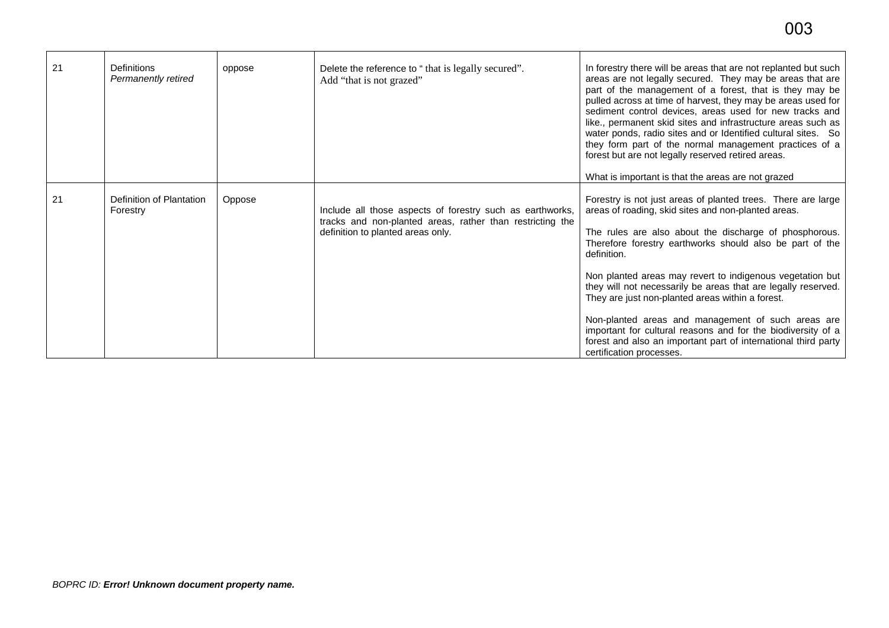| | | | | |
|---|---|---|---|---|
| 21 | Definitions *Permanently retired* | oppose | Delete the reference to " that is legally secured". Add "that is not grazed" | In forestry there will be areas that are not replanted but such areas are not legally secured. They may be areas that are part of the management of a forest, that is they may be pulled across at time of harvest, they may be areas used for sediment control devices, areas used for new tracks and like., permanent skid sites and infrastructure areas such as water ponds, radio sites and or Identified cultural sites. So they form part of the normal management practices of a forest but are not legally reserved retired areas.<br><br>What is important is that the areas are not grazed |
| 21 | Definition of Plantation Forestry | Oppose | Include all those aspects of forestry such as earthworks, tracks and non-planted areas, rather than restricting the definition to planted areas only. | Forestry is not just areas of planted trees. There are large areas of roading, skid sites and non-planted areas.<br><br>The rules are also about the discharge of phosphorous. Therefore forestry earthworks should also be part of the definition.<br><br>Non planted areas may revert to indigenous vegetation but they will not necessarily be areas that are legally reserved. They are just non-planted areas within a forest.<br><br>Non-planted areas and management of such areas are important for cultural reasons and for the biodiversity of a forest and also an important part of international third party certification processes. |

BOPRC ID: ***Error! Unknown document property name.***